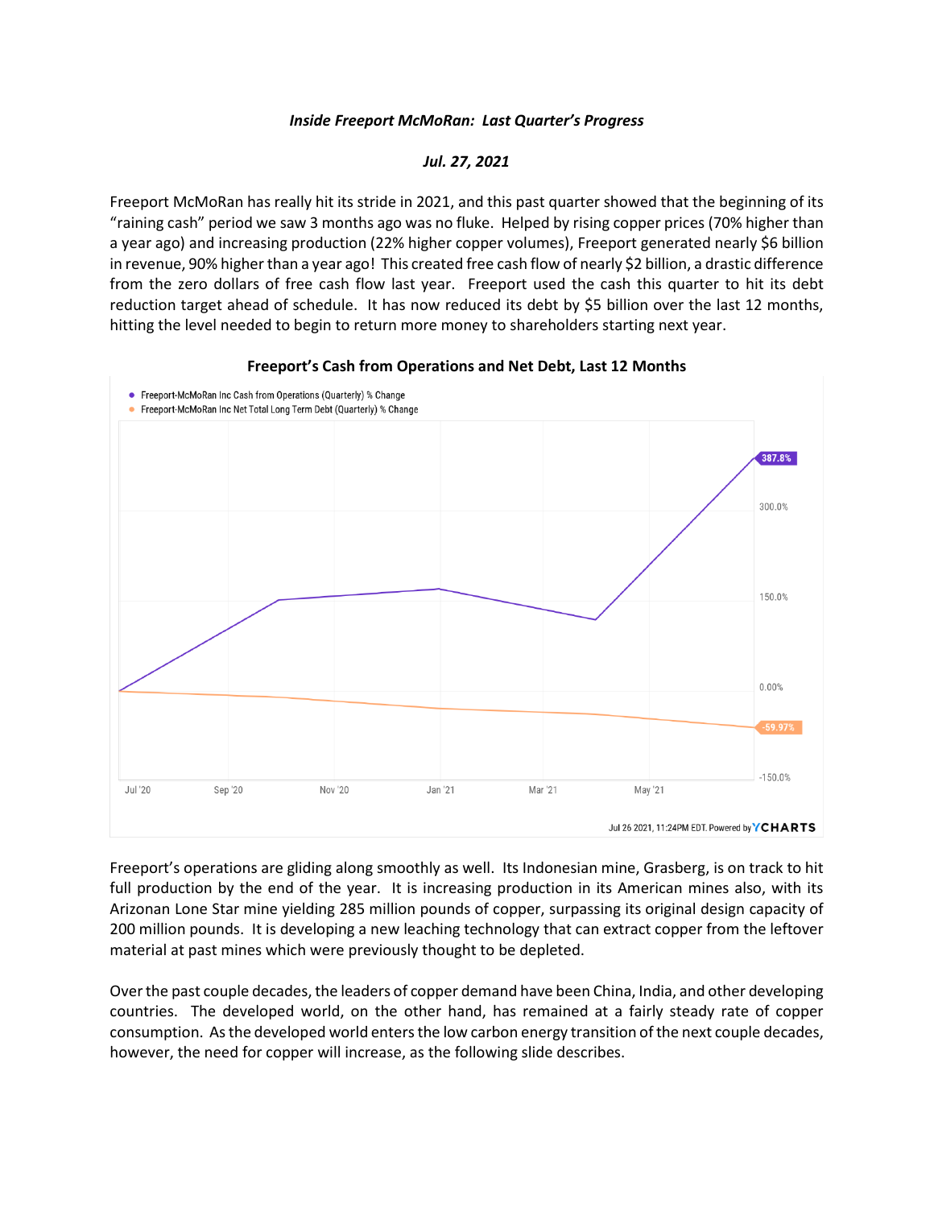***Inside Freeport McMoRan: Last Quarter's Progress***

***Jul. 27, 2021***

Freeport McMoRan has really hit its stride in 2021, and this past quarter showed that the beginning of its "raining cash" period we saw 3 months ago was no fluke. Helped by rising copper prices (70% higher than a year ago) and increasing production (22% higher copper volumes), Freeport generated nearly $6 billion in revenue, 90% higher than a year ago! This created free cash flow of nearly $2 billion, a drastic difference from the zero dollars of free cash flow last year. Freeport used the cash this quarter to hit its debt reduction target ahead of schedule. It has now reduced its debt by $5 billion over the last 12 months, hitting the level needed to begin to return more money to shareholders starting next year.

**Freeport's Cash from Operations and Net Debt, Last 12 Months**

- Freeport-McMoRan Inc Cash from Operations (Quarterly) % Change
- Freeport-McMoRan Inc Net Total Long Term Debt (Quarterly) % Change

387.8%

-59.97%

Jul 26 2021, 11:24PM EDT. Powered by YCHARTS

Freeport's operations are gliding along smoothly as well. Its Indonesian mine, Grasberg, is on track to hit full production by the end of the year. It is increasing production in its American mines also, with its Arizonan Lone Star mine yielding 285 million pounds of copper, surpassing its original design capacity of 200 million pounds. It is developing a new leaching technology that can extract copper from the leftover material at past mines which were previously thought to be depleted.

Over the past couple decades, the leaders of copper demand have been China, India, and other developing countries. The developed world, on the other hand, has remained at a fairly steady rate of copper consumption. As the developed world enters the low carbon energy transition of the next couple decades, however, the need for copper will increase, as the following slide describes.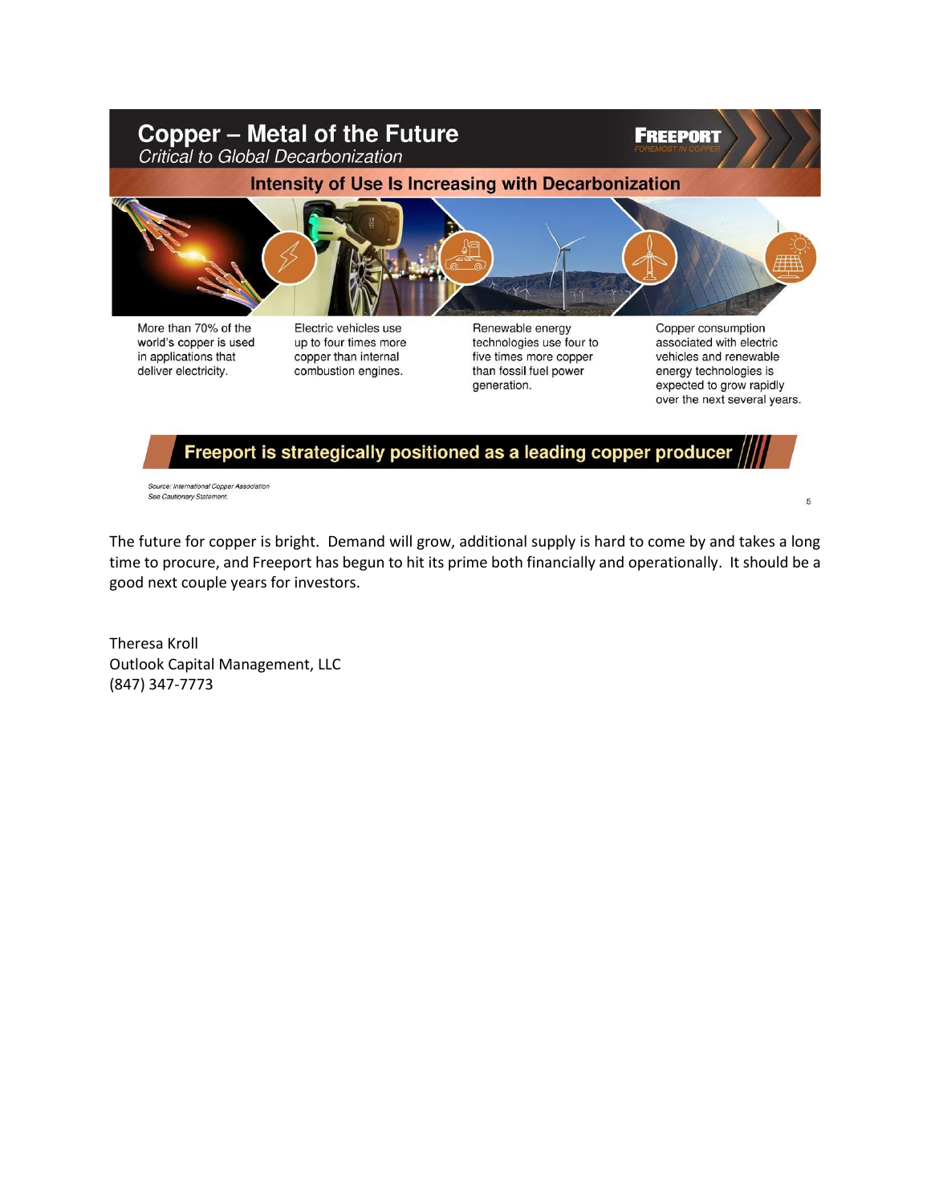## Copper – Metal of the Future

*Critical to Global Decarbonization*

FREEPORT
FOREMOST IN COPPER

### Intensity of Use Is Increasing with Decarbonization

More than 70% of the world's copper is used in applications that deliver electricity.

Electric vehicles use up to four times more copper than internal combustion engines.

Renewable energy technologies use four to five times more copper than fossil fuel power generation.

Copper consumption associated with electric vehicles and renewable energy technologies is expected to grow rapidly over the next several years.

**Freeport is strategically positioned as a leading copper producer**

*Source: International Copper Association*
*See Cautionary Statement.*

The future for copper is bright. Demand will grow, additional supply is hard to come by and takes a long time to procure, and Freeport has begun to hit its prime both financially and operationally. It should be a good next couple years for investors.

Theresa Kroll
Outlook Capital Management, LLC
(847) 347-7773